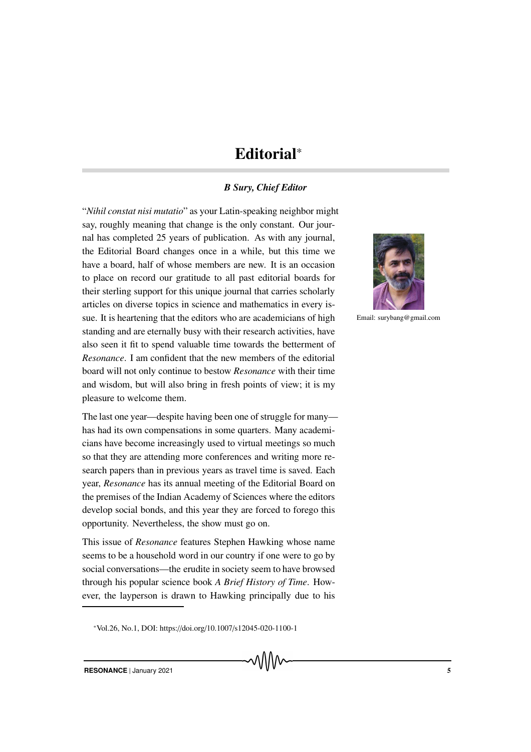# Editorial*

***B Sury, Chief Editor***

Email: surybang@gmail.com

"*Nihil constat nisi mutatio*" as your Latin-speaking neighbor might say, roughly meaning that change is the only constant. Our journal has completed 25 years of publication. As with any journal, the Editorial Board changes once in a while, but this time we have a board, half of whose members are new. It is an occasion to place on record our gratitude to all past editorial boards for their sterling support for this unique journal that carries scholarly articles on diverse topics in science and mathematics in every issue. It is heartening that the editors who are academicians of high standing and are eternally busy with their research activities, have also seen it fit to spend valuable time towards the betterment of *Resonance*. I am confident that the new members of the editorial board will not only continue to bestow *Resonance* with their time and wisdom, but will also bring in fresh points of view; it is my pleasure to welcome them.

The last one year—despite having been one of struggle for many—has had its own compensations in some quarters. Many academicians have become increasingly used to virtual meetings so much so that they are attending more conferences and writing more research papers than in previous years as travel time is saved. Each year, *Resonance* has its annual meeting of the Editorial Board on the premises of the Indian Academy of Sciences where the editors develop social bonds, and this year they are forced to forego this opportunity. Nevertheless, the show must go on.

This issue of *Resonance* features Stephen Hawking whose name seems to be a household word in our country if one were to go by social conversations—the erudite in society seem to have browsed through his popular science book *A Brief History of Time*. However, the layperson is drawn to Hawking principally due to his

*Vol.26, No.1, DOI: https://doi.org/10.1007/s12045-020-1100-1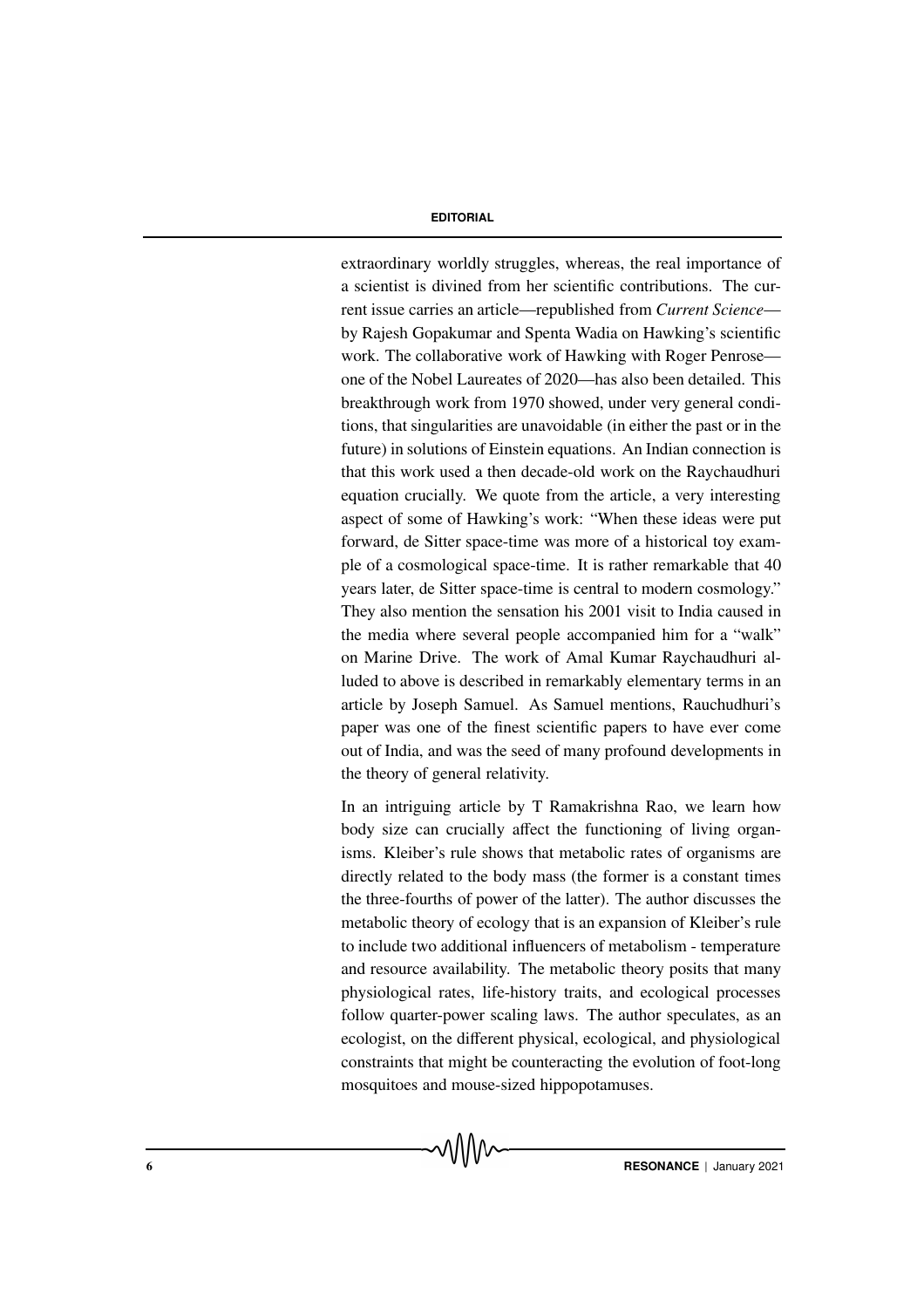extraordinary worldly struggles, whereas, the real importance of a scientist is divined from her scientific contributions. The current issue carries an article—republished from *Current Science*—by Rajesh Gopakumar and Spenta Wadia on Hawking's scientific work. The collaborative work of Hawking with Roger Penrose—one of the Nobel Laureates of 2020—has also been detailed. This breakthrough work from 1970 showed, under very general conditions, that singularities are unavoidable (in either the past or in the future) in solutions of Einstein equations. An Indian connection is that this work used a then decade-old work on the Raychaudhuri equation crucially. We quote from the article, a very interesting aspect of some of Hawking's work: "When these ideas were put forward, de Sitter space-time was more of a historical toy example of a cosmological space-time. It is rather remarkable that 40 years later, de Sitter space-time is central to modern cosmology." They also mention the sensation his 2001 visit to India caused in the media where several people accompanied him for a "walk" on Marine Drive. The work of Amal Kumar Raychaudhuri alluded to above is described in remarkably elementary terms in an article by Joseph Samuel. As Samuel mentions, Rauchudhuri's paper was one of the finest scientific papers to have ever come out of India, and was the seed of many profound developments in the theory of general relativity.

In an intriguing article by T Ramakrishna Rao, we learn how body size can crucially affect the functioning of living organisms. Kleiber's rule shows that metabolic rates of organisms are directly related to the body mass (the former is a constant times the three-fourths of power of the latter). The author discusses the metabolic theory of ecology that is an expansion of Kleiber's rule to include two additional influencers of metabolism - temperature and resource availability. The metabolic theory posits that many physiological rates, life-history traits, and ecological processes follow quarter-power scaling laws. The author speculates, as an ecologist, on the different physical, ecological, and physiological constraints that might be counteracting the evolution of foot-long mosquitoes and mouse-sized hippopotamuses.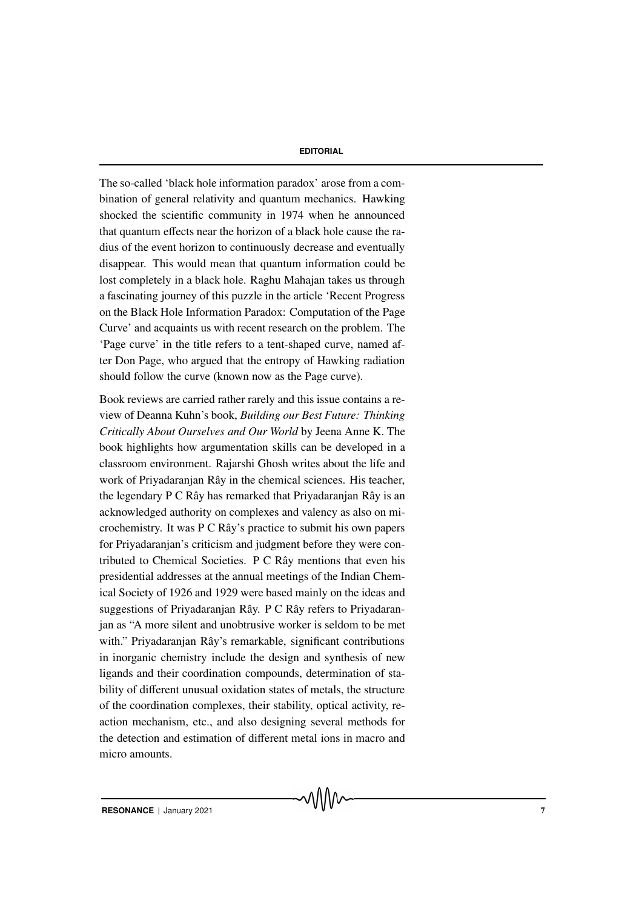The so-called 'black hole information paradox' arose from a combination of general relativity and quantum mechanics. Hawking shocked the scientific community in 1974 when he announced that quantum effects near the horizon of a black hole cause the radius of the event horizon to continuously decrease and eventually disappear. This would mean that quantum information could be lost completely in a black hole. Raghu Mahajan takes us through a fascinating journey of this puzzle in the article 'Recent Progress on the Black Hole Information Paradox: Computation of the Page Curve' and acquaints us with recent research on the problem. The 'Page curve' in the title refers to a tent-shaped curve, named after Don Page, who argued that the entropy of Hawking radiation should follow the curve (known now as the Page curve).

Book reviews are carried rather rarely and this issue contains a review of Deanna Kuhn's book, *Building our Best Future: Thinking Critically About Ourselves and Our World* by Jeena Anne K. The book highlights how argumentation skills can be developed in a classroom environment. Rajarshi Ghosh writes about the life and work of Priyadaranjan Rây in the chemical sciences. His teacher, the legendary P C Rây has remarked that Priyadaranjan Rây is an acknowledged authority on complexes and valency as also on microchemistry. It was P C Rây's practice to submit his own papers for Priyadaranjan's criticism and judgment before they were contributed to Chemical Societies. P C Rây mentions that even his presidential addresses at the annual meetings of the Indian Chemical Society of 1926 and 1929 were based mainly on the ideas and suggestions of Priyadaranjan Rây. P C Rây refers to Priyadaranjan as "A more silent and unobtrusive worker is seldom to be met with." Priyadaranjan Rây's remarkable, significant contributions in inorganic chemistry include the design and synthesis of new ligands and their coordination compounds, determination of stability of different unusual oxidation states of metals, the structure of the coordination complexes, their stability, optical activity, reaction mechanism, etc., and also designing several methods for the detection and estimation of different metal ions in macro and micro amounts.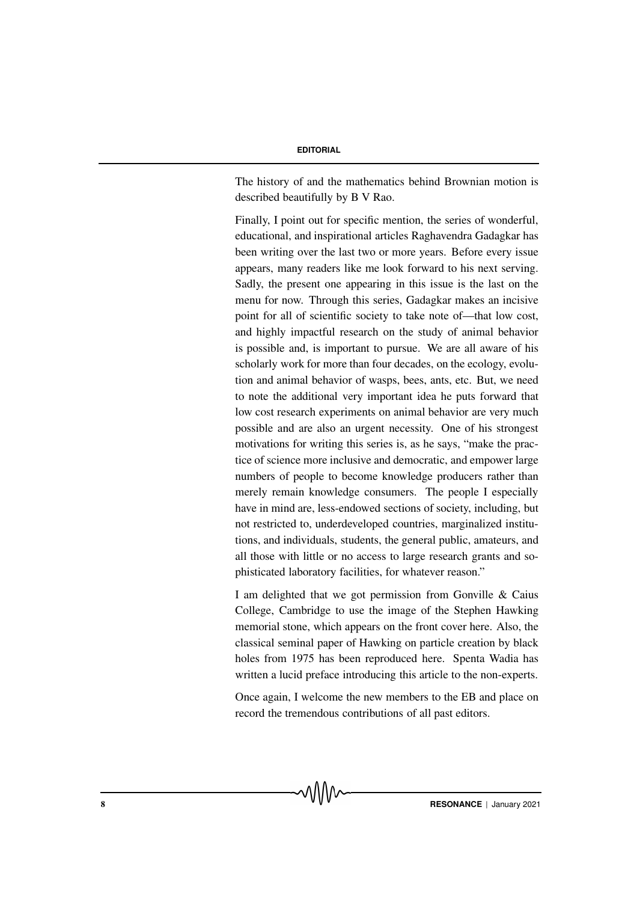The history of and the mathematics behind Brownian motion is described beautifully by B V Rao.

Finally, I point out for specific mention, the series of wonderful, educational, and inspirational articles Raghavendra Gadagkar has been writing over the last two or more years. Before every issue appears, many readers like me look forward to his next serving. Sadly, the present one appearing in this issue is the last on the menu for now. Through this series, Gadagkar makes an incisive point for all of scientific society to take note of—that low cost, and highly impactful research on the study of animal behavior is possible and, is important to pursue. We are all aware of his scholarly work for more than four decades, on the ecology, evolution and animal behavior of wasps, bees, ants, etc. But, we need to note the additional very important idea he puts forward that low cost research experiments on animal behavior are very much possible and are also an urgent necessity. One of his strongest motivations for writing this series is, as he says, "make the practice of science more inclusive and democratic, and empower large numbers of people to become knowledge producers rather than merely remain knowledge consumers. The people I especially have in mind are, less-endowed sections of society, including, but not restricted to, underdeveloped countries, marginalized institutions, and individuals, students, the general public, amateurs, and all those with little or no access to large research grants and sophisticated laboratory facilities, for whatever reason."

I am delighted that we got permission from Gonville & Caius College, Cambridge to use the image of the Stephen Hawking memorial stone, which appears on the front cover here. Also, the classical seminal paper of Hawking on particle creation by black holes from 1975 has been reproduced here. Spenta Wadia has written a lucid preface introducing this article to the non-experts.

Once again, I welcome the new members to the EB and place on record the tremendous contributions of all past editors.